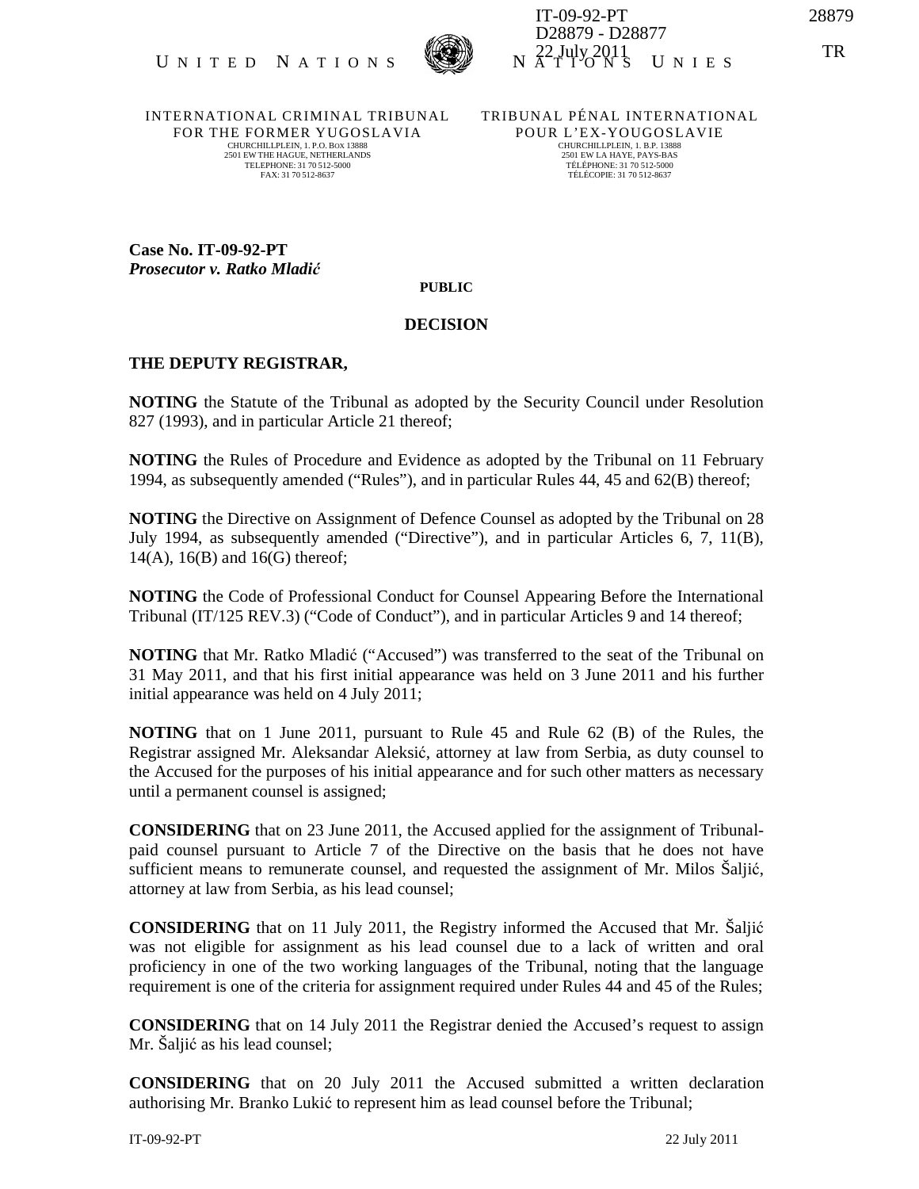UNITED NATIONS — NATIONS UNIES

INTERNATIONAL CRIMINAL TRIBUNAL FOR THE FORMER YUGOSLAVIA
CHURCHILLPLEIN, 1. P.O. BOX 13888
2501 EW THE HAGUE, NETHERLANDS
TELEPHONE: 31 70 512-5000
FAX: 31 70 512-8637

TRIBUNAL PÉNAL INTERNATIONAL POUR L'EX-YOUGOSLAVIE
CHURCHILLPLEIN, 1. B.P. 13888
2501 EW LA HAYE, PAYS-BAS
TÉLÉPHONE: 31 70 512-5000
TÉLÉCOPIE: 31 70 512-8637

**Case No. IT-09-92-PT**
***Prosecutor v. Ratko Mladić***

**PUBLIC**

## DECISION

**THE DEPUTY REGISTRAR,**

**NOTING** the Statute of the Tribunal as adopted by the Security Council under Resolution 827 (1993), and in particular Article 21 thereof;

**NOTING** the Rules of Procedure and Evidence as adopted by the Tribunal on 11 February 1994, as subsequently amended ("Rules"), and in particular Rules 44, 45 and 62(B) thereof;

**NOTING** the Directive on Assignment of Defence Counsel as adopted by the Tribunal on 28 July 1994, as subsequently amended ("Directive"), and in particular Articles 6, 7, 11(B), 14(A), 16(B) and 16(G) thereof;

**NOTING** the Code of Professional Conduct for Counsel Appearing Before the International Tribunal (IT/125 REV.3) ("Code of Conduct"), and in particular Articles 9 and 14 thereof;

**NOTING** that Mr. Ratko Mladić ("Accused") was transferred to the seat of the Tribunal on 31 May 2011, and that his first initial appearance was held on 3 June 2011 and his further initial appearance was held on 4 July 2011;

**NOTING** that on 1 June 2011, pursuant to Rule 45 and Rule 62 (B) of the Rules, the Registrar assigned Mr. Aleksandar Aleksić, attorney at law from Serbia, as duty counsel to the Accused for the purposes of his initial appearance and for such other matters as necessary until a permanent counsel is assigned;

**CONSIDERING** that on 23 June 2011, the Accused applied for the assignment of Tribunal-paid counsel pursuant to Article 7 of the Directive on the basis that he does not have sufficient means to remunerate counsel, and requested the assignment of Mr. Milos Šaljić, attorney at law from Serbia, as his lead counsel;

**CONSIDERING** that on 11 July 2011, the Registry informed the Accused that Mr. Šaljić was not eligible for assignment as his lead counsel due to a lack of written and oral proficiency in one of the two working languages of the Tribunal, noting that the language requirement is one of the criteria for assignment required under Rules 44 and 45 of the Rules;

**CONSIDERING** that on 14 July 2011 the Registrar denied the Accused's request to assign Mr. Šaljić as his lead counsel;

**CONSIDERING** that on 20 July 2011 the Accused submitted a written declaration authorising Mr. Branko Lukić to represent him as lead counsel before the Tribunal;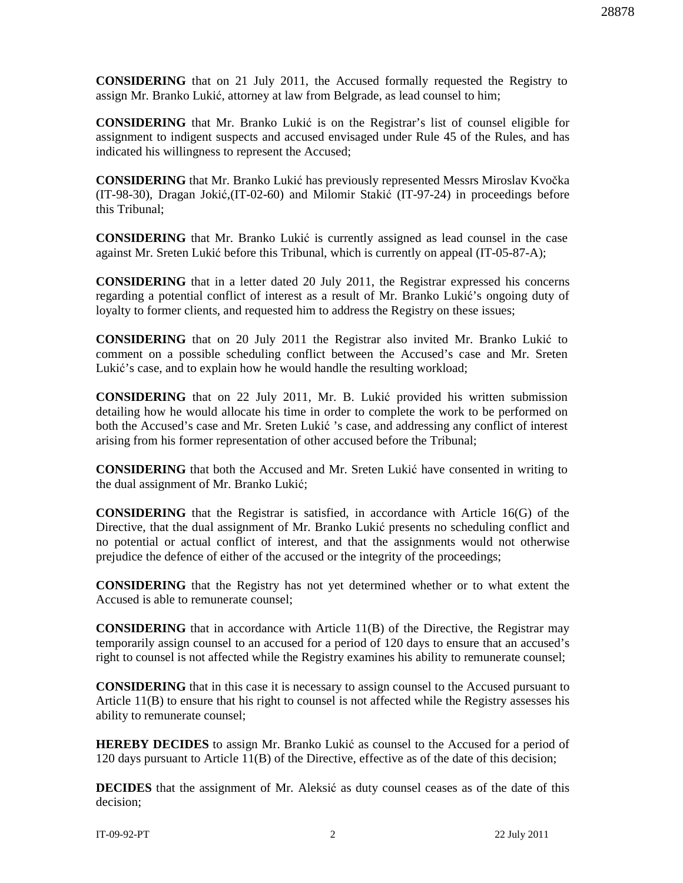**CONSIDERING** that on 21 July 2011, the Accused formally requested the Registry to assign Mr. Branko Lukić, attorney at law from Belgrade, as lead counsel to him;

**CONSIDERING** that Mr. Branko Lukić is on the Registrar's list of counsel eligible for assignment to indigent suspects and accused envisaged under Rule 45 of the Rules, and has indicated his willingness to represent the Accused;

**CONSIDERING** that Mr. Branko Lukić has previously represented Messrs Miroslav Kvočka (IT-98-30), Dragan Jokić,(IT-02-60) and Milomir Stakić (IT-97-24) in proceedings before this Tribunal;

**CONSIDERING** that Mr. Branko Lukić is currently assigned as lead counsel in the case against Mr. Sreten Lukić before this Tribunal, which is currently on appeal (IT-05-87-A);

**CONSIDERING** that in a letter dated 20 July 2011, the Registrar expressed his concerns regarding a potential conflict of interest as a result of Mr. Branko Lukić's ongoing duty of loyalty to former clients, and requested him to address the Registry on these issues;

**CONSIDERING** that on 20 July 2011 the Registrar also invited Mr. Branko Lukić to comment on a possible scheduling conflict between the Accused's case and Mr. Sreten Lukić's case, and to explain how he would handle the resulting workload;

**CONSIDERING** that on 22 July 2011, Mr. B. Lukić provided his written submission detailing how he would allocate his time in order to complete the work to be performed on both the Accused's case and Mr. Sreten Lukić 's case, and addressing any conflict of interest arising from his former representation of other accused before the Tribunal;

**CONSIDERING** that both the Accused and Mr. Sreten Lukić have consented in writing to the dual assignment of Mr. Branko Lukić;

**CONSIDERING** that the Registrar is satisfied, in accordance with Article 16(G) of the Directive, that the dual assignment of Mr. Branko Lukić presents no scheduling conflict and no potential or actual conflict of interest, and that the assignments would not otherwise prejudice the defence of either of the accused or the integrity of the proceedings;

**CONSIDERING** that the Registry has not yet determined whether or to what extent the Accused is able to remunerate counsel;

**CONSIDERING** that in accordance with Article 11(B) of the Directive, the Registrar may temporarily assign counsel to an accused for a period of 120 days to ensure that an accused's right to counsel is not affected while the Registry examines his ability to remunerate counsel;

**CONSIDERING** that in this case it is necessary to assign counsel to the Accused pursuant to Article 11(B) to ensure that his right to counsel is not affected while the Registry assesses his ability to remunerate counsel;

**HEREBY DECIDES** to assign Mr. Branko Lukić as counsel to the Accused for a period of 120 days pursuant to Article 11(B) of the Directive, effective as of the date of this decision;

**DECIDES** that the assignment of Mr. Aleksić as duty counsel ceases as of the date of this decision;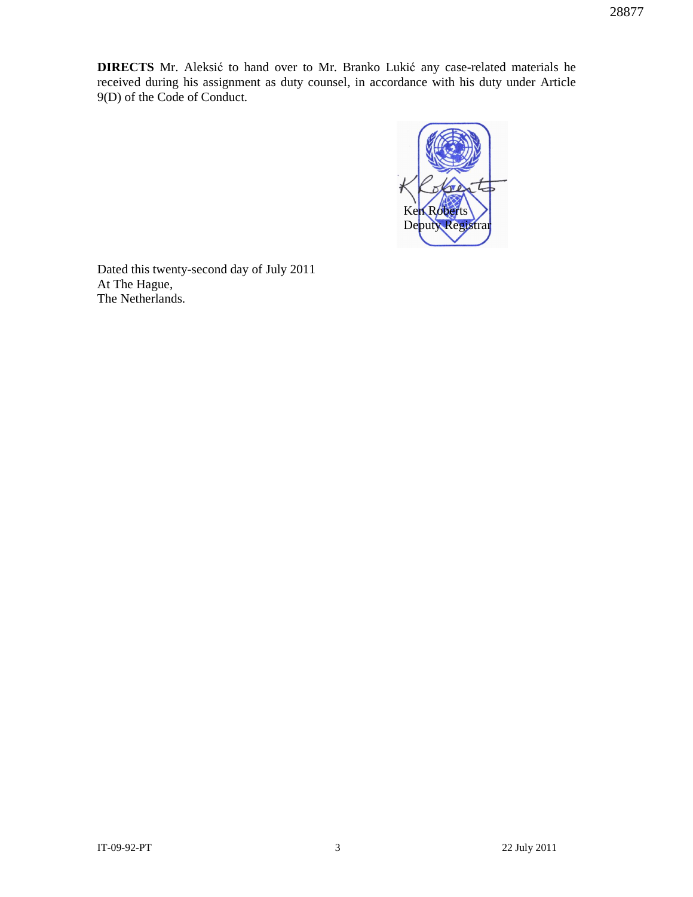**DIRECTS** Mr. Aleksić to hand over to Mr. Branko Lukić any case-related materials he received during his assignment as duty counsel, in accordance with his duty under Article 9(D) of the Code of Conduct.

Ken Roberts
Deputy Registrar

Dated this twenty-second day of July 2011
At The Hague,
The Netherlands.